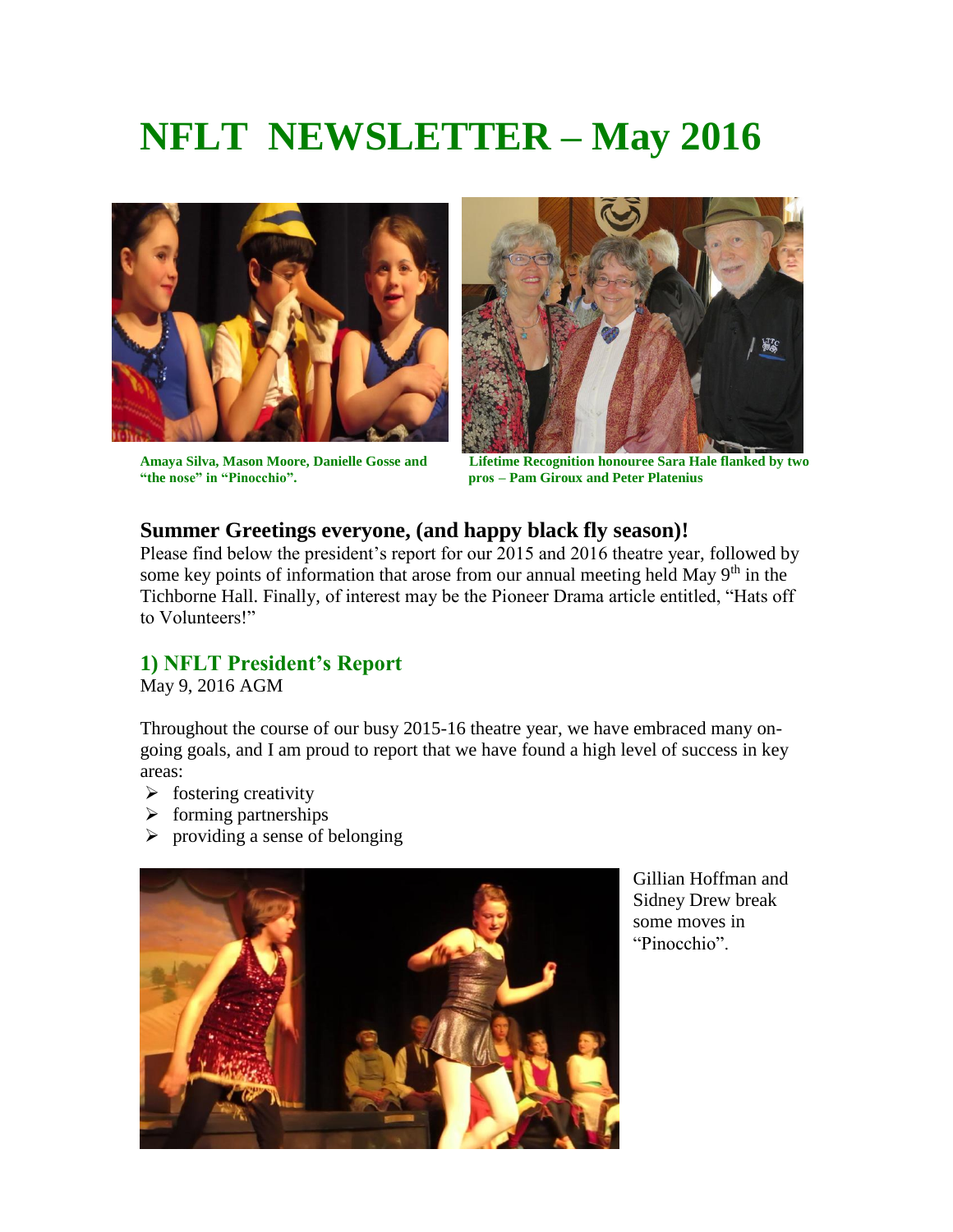# NFLT NEWSLETTER – May 2016

**Amaya Silva, Mason Moore, Danielle Gosse and "the nose" in "Pinocchio".**

**Lifetime Recognition honouree Sara Hale flanked by two pros – Pam Giroux and Peter Platenius**

### Summer Greetings everyone, (and happy black fly season)!

Please find below the president's report for our 2015 and 2016 theatre year, followed by some key points of information that arose from our annual meeting held May 9th in the Tichborne Hall. Finally, of interest may be the Pioneer Drama article entitled, "Hats off to Volunteers!"

## 1) NFLT President's Report

May 9, 2016 AGM

Throughout the course of our busy 2015-16 theatre year, we have embraced many on-going goals, and I am proud to report that we have found a high level of success in key areas:

- fostering creativity
- forming partnerships
- providing a sense of belonging

Gillian Hoffman and Sidney Drew break some moves in "Pinocchio".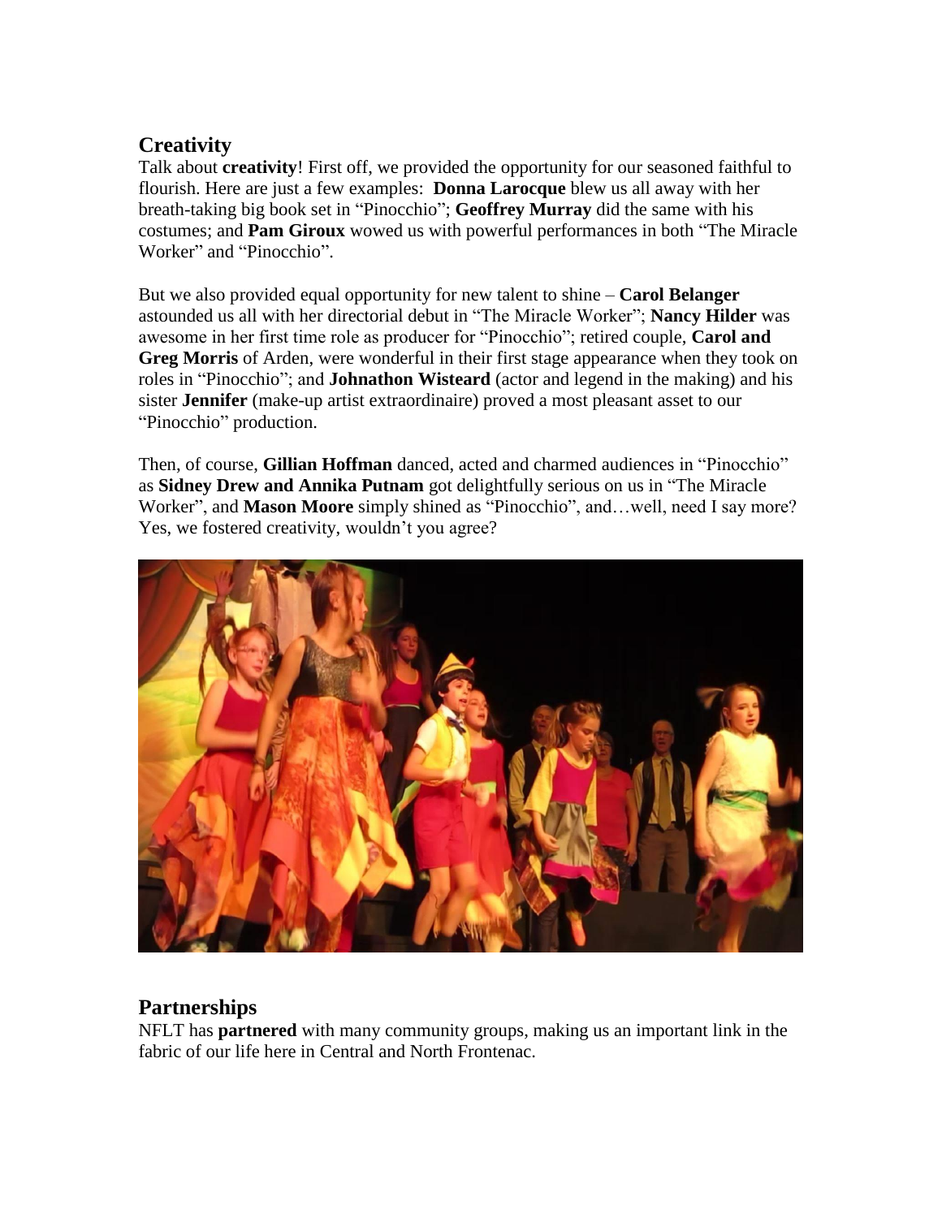## Creativity

Talk about **creativity**! First off, we provided the opportunity for our seasoned faithful to flourish. Here are just a few examples: **Donna Larocque** blew us all away with her breath-taking big book set in "Pinocchio"; **Geoffrey Murray** did the same with his costumes; and **Pam Giroux** wowed us with powerful performances in both "The Miracle Worker" and "Pinocchio".

But we also provided equal opportunity for new talent to shine – **Carol Belanger** astounded us all with her directorial debut in "The Miracle Worker"; **Nancy Hilder** was awesome in her first time role as producer for "Pinocchio"; retired couple, **Carol and Greg Morris** of Arden, were wonderful in their first stage appearance when they took on roles in "Pinocchio"; and **Johnathon Wisteard** (actor and legend in the making) and his sister **Jennifer** (make-up artist extraordinaire) proved a most pleasant asset to our "Pinocchio" production.

Then, of course, **Gillian Hoffman** danced, acted and charmed audiences in "Pinocchio" as **Sidney Drew and Annika Putnam** got delightfully serious on us in "The Miracle Worker", and **Mason Moore** simply shined as "Pinocchio", and…well, need I say more? Yes, we fostered creativity, wouldn't you agree?

## Partnerships

NFLT has **partnered** with many community groups, making us an important link in the fabric of our life here in Central and North Frontenac.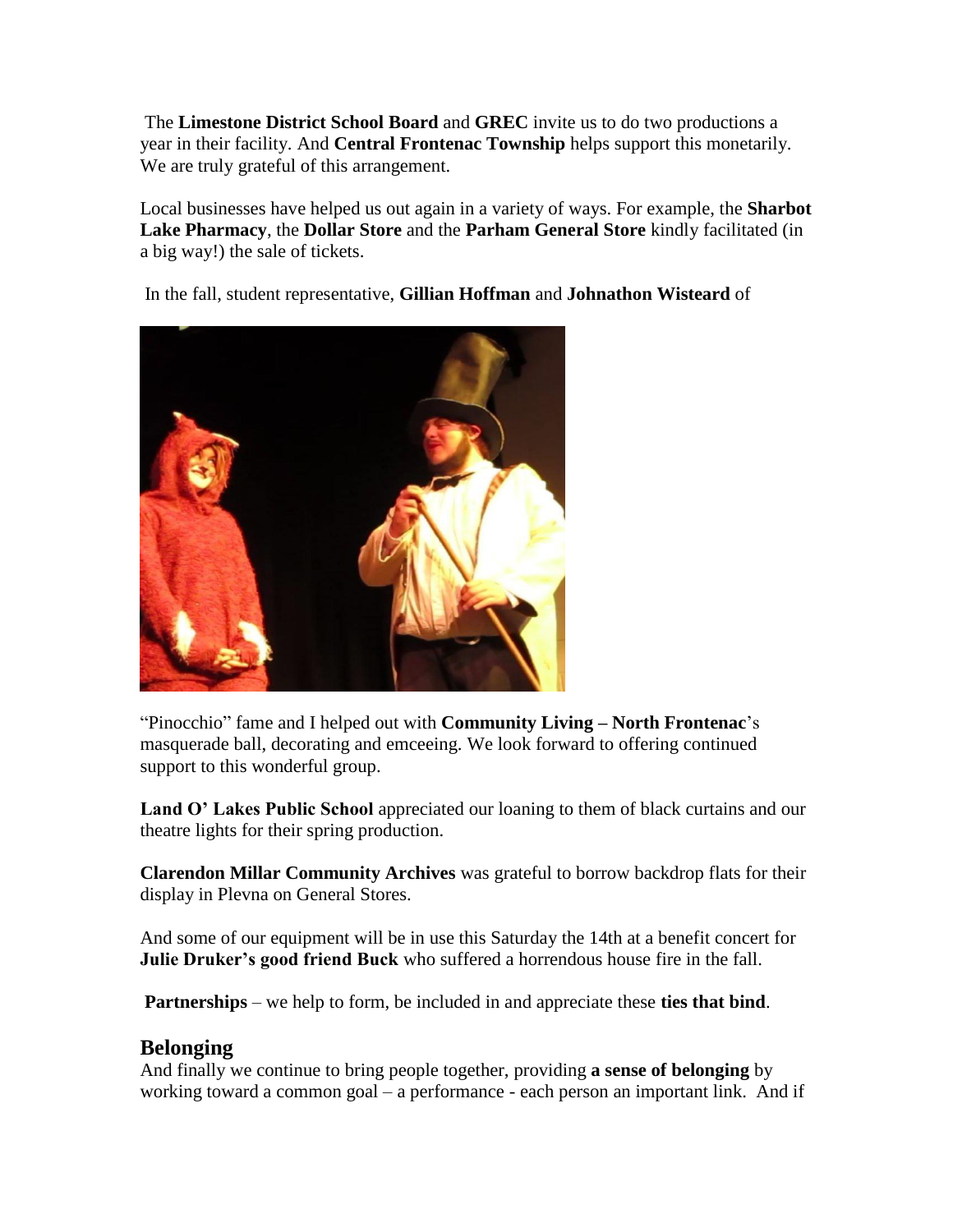The **Limestone District School Board** and **GREC** invite us to do two productions a year in their facility. And **Central Frontenac Township** helps support this monetarily. We are truly grateful of this arrangement.

Local businesses have helped us out again in a variety of ways. For example, the **Sharbot Lake Pharmacy**, the **Dollar Store** and the **Parham General Store** kindly facilitated (in a big way!) the sale of tickets.

In the fall, student representative, **Gillian Hoffman** and **Johnathon Wisteard** of "Pinocchio" fame and I helped out with **Community Living – North Frontenac**'s masquerade ball, decorating and emceeing. We look forward to offering continued support to this wonderful group.

**Land O' Lakes Public School** appreciated our loaning to them of black curtains and our theatre lights for their spring production.

**Clarendon Millar Community Archives** was grateful to borrow backdrop flats for their display in Plevna on General Stores.

And some of our equipment will be in use this Saturday the 14th at a benefit concert for **Julie Druker's good friend Buck** who suffered a horrendous house fire in the fall.

**Partnerships** – we help to form, be included in and appreciate these **ties that bind**.

## Belonging

And finally we continue to bring people together, providing **a sense of belonging** by working toward a common goal – a performance - each person an important link. And if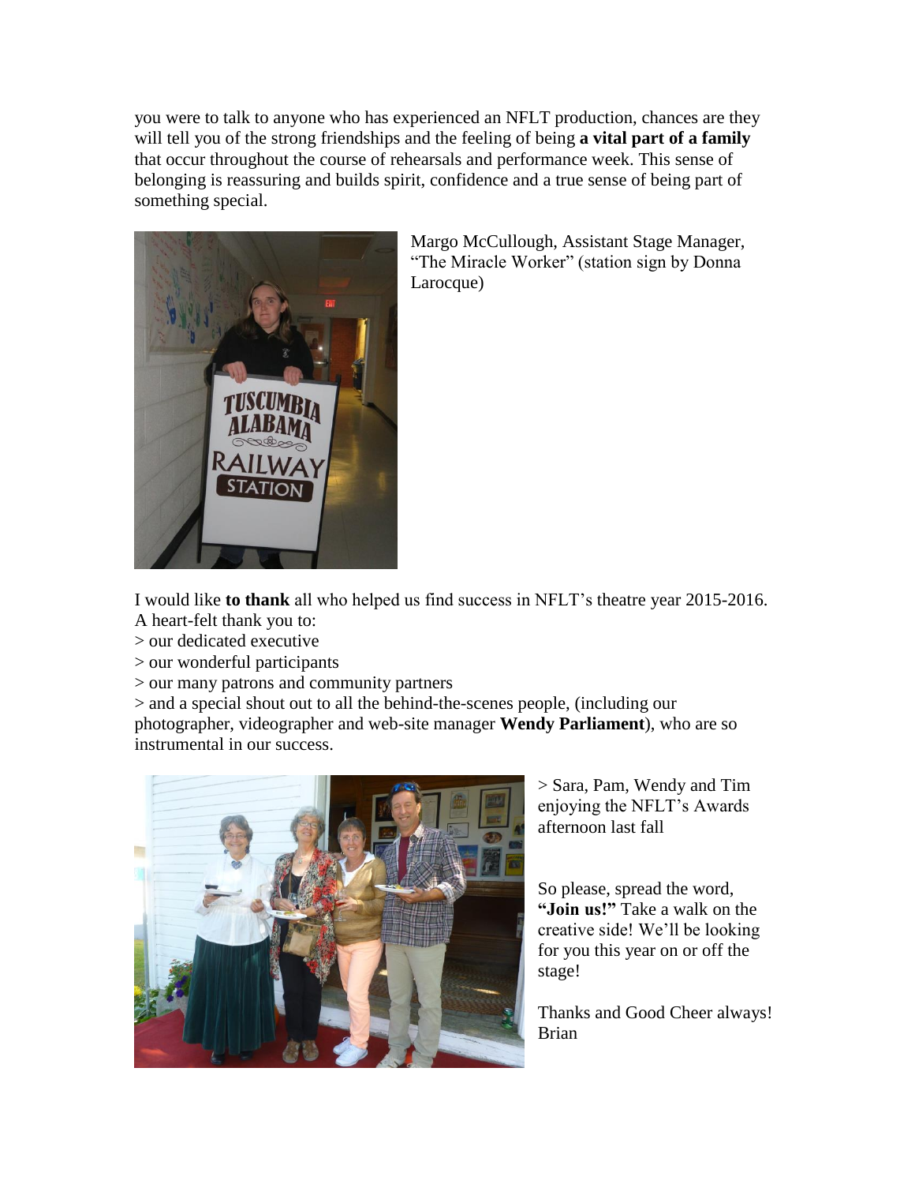you were to talk to anyone who has experienced an NFLT production, chances are they will tell you of the strong friendships and the feeling of being **a vital part of a family** that occur throughout the course of rehearsals and performance week. This sense of belonging is reassuring and builds spirit, confidence and a true sense of being part of something special.

Margo McCullough, Assistant Stage Manager, "The Miracle Worker" (station sign by Donna Larocque)

I would like **to thank** all who helped us find success in NFLT's theatre year 2015-2016. A heart-felt thank you to:

> our dedicated executive

> our wonderful participants

> our many patrons and community partners

> and a special shout out to all the behind-the-scenes people, (including our photographer, videographer and web-site manager **Wendy Parliament**), who are so instrumental in our success.

> Sara, Pam, Wendy and Tim enjoying the NFLT's Awards afternoon last fall

So please, spread the word, **"Join us!"** Take a walk on the creative side! We'll be looking for you this year on or off the stage!

Thanks and Good Cheer always!
Brian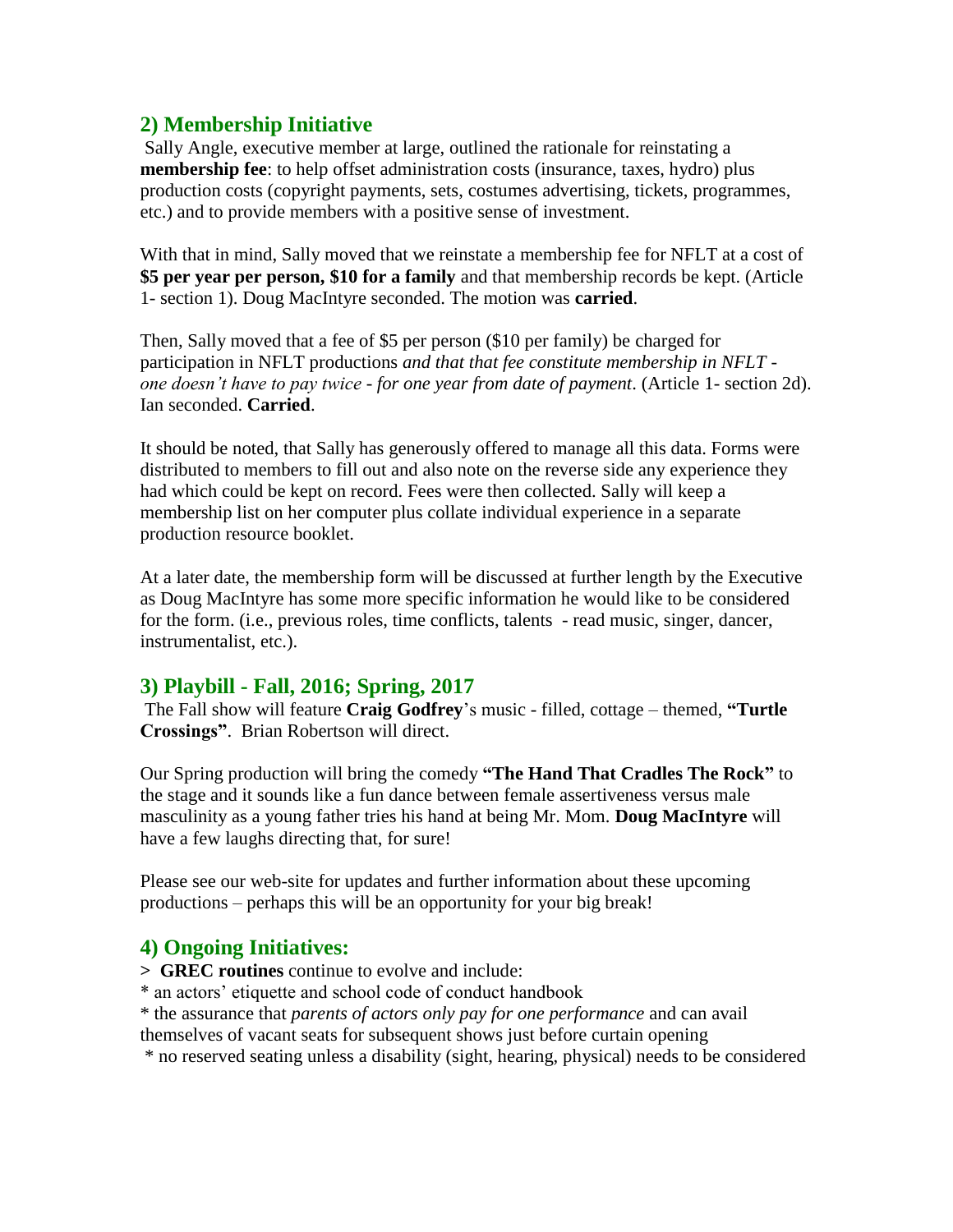## 2) Membership Initiative

Sally Angle, executive member at large, outlined the rationale for reinstating a **membership fee**: to help offset administration costs (insurance, taxes, hydro) plus production costs (copyright payments, sets, costumes advertising, tickets, programmes, etc.) and to provide members with a positive sense of investment.

With that in mind, Sally moved that we reinstate a membership fee for NFLT at a cost of **$5 per year per person, $10 for a family** and that membership records be kept. (Article 1- section 1). Doug MacIntyre seconded. The motion was **carried**.

Then, Sally moved that a fee of $5 per person ($10 per family) be charged for participation in NFLT productions *and that that fee constitute membership in NFLT - one doesn't have to pay twice - for one year from date of payment*. (Article 1- section 2d). Ian seconded. **Carried**.

It should be noted, that Sally has generously offered to manage all this data. Forms were distributed to members to fill out and also note on the reverse side any experience they had which could be kept on record. Fees were then collected. Sally will keep a membership list on her computer plus collate individual experience in a separate production resource booklet.

At a later date, the membership form will be discussed at further length by the Executive as Doug MacIntyre has some more specific information he would like to be considered for the form. (i.e., previous roles, time conflicts, talents - read music, singer, dancer, instrumentalist, etc.).

## 3) Playbill - Fall, 2016; Spring, 2017

The Fall show will feature **Craig Godfrey**'s music - filled, cottage – themed, **"Turtle Crossings"**. Brian Robertson will direct.

Our Spring production will bring the comedy **"The Hand That Cradles The Rock"** to the stage and it sounds like a fun dance between female assertiveness versus male masculinity as a young father tries his hand at being Mr. Mom. **Doug MacIntyre** will have a few laughs directing that, for sure!

Please see our web-site for updates and further information about these upcoming productions – perhaps this will be an opportunity for your big break!

## 4) Ongoing Initiatives:

> **GREC routines** continue to evolve and include:

* an actors' etiquette and school code of conduct handbook
* the assurance that *parents of actors only pay for one performance* and can avail themselves of vacant seats for subsequent shows just before curtain opening
* no reserved seating unless a disability (sight, hearing, physical) needs to be considered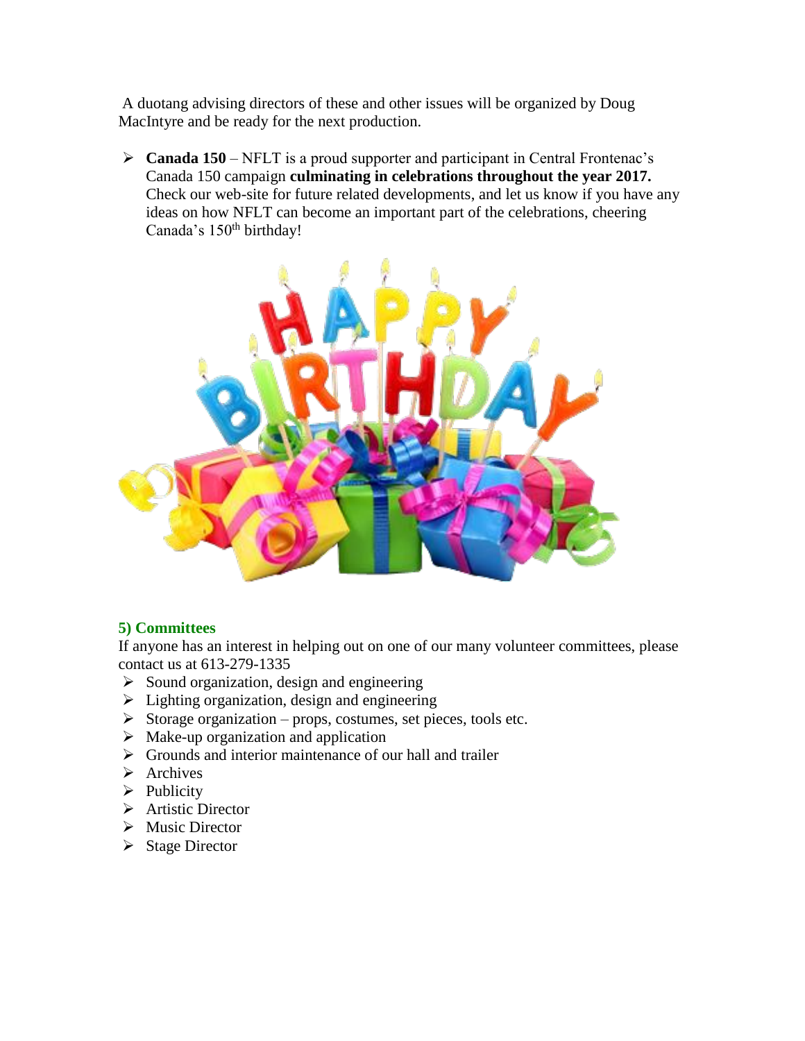A duotang advising directors of these and other issues will be organized by Doug MacIntyre and be ready for the next production.

- **Canada 150** – NFLT is a proud supporter and participant in Central Frontenac's Canada 150 campaign **culminating in celebrations throughout the year 2017.** Check our web-site for future related developments, and let us know if you have any ideas on how NFLT can become an important part of the celebrations, cheering Canada's 150th birthday!

## 5) Committees

If anyone has an interest in helping out on one of our many volunteer committees, please contact us at 613-279-1335

- Sound organization, design and engineering
- Lighting organization, design and engineering
- Storage organization – props, costumes, set pieces, tools etc.
- Make-up organization and application
- Grounds and interior maintenance of our hall and trailer
- Archives
- Publicity
- Artistic Director
- Music Director
- Stage Director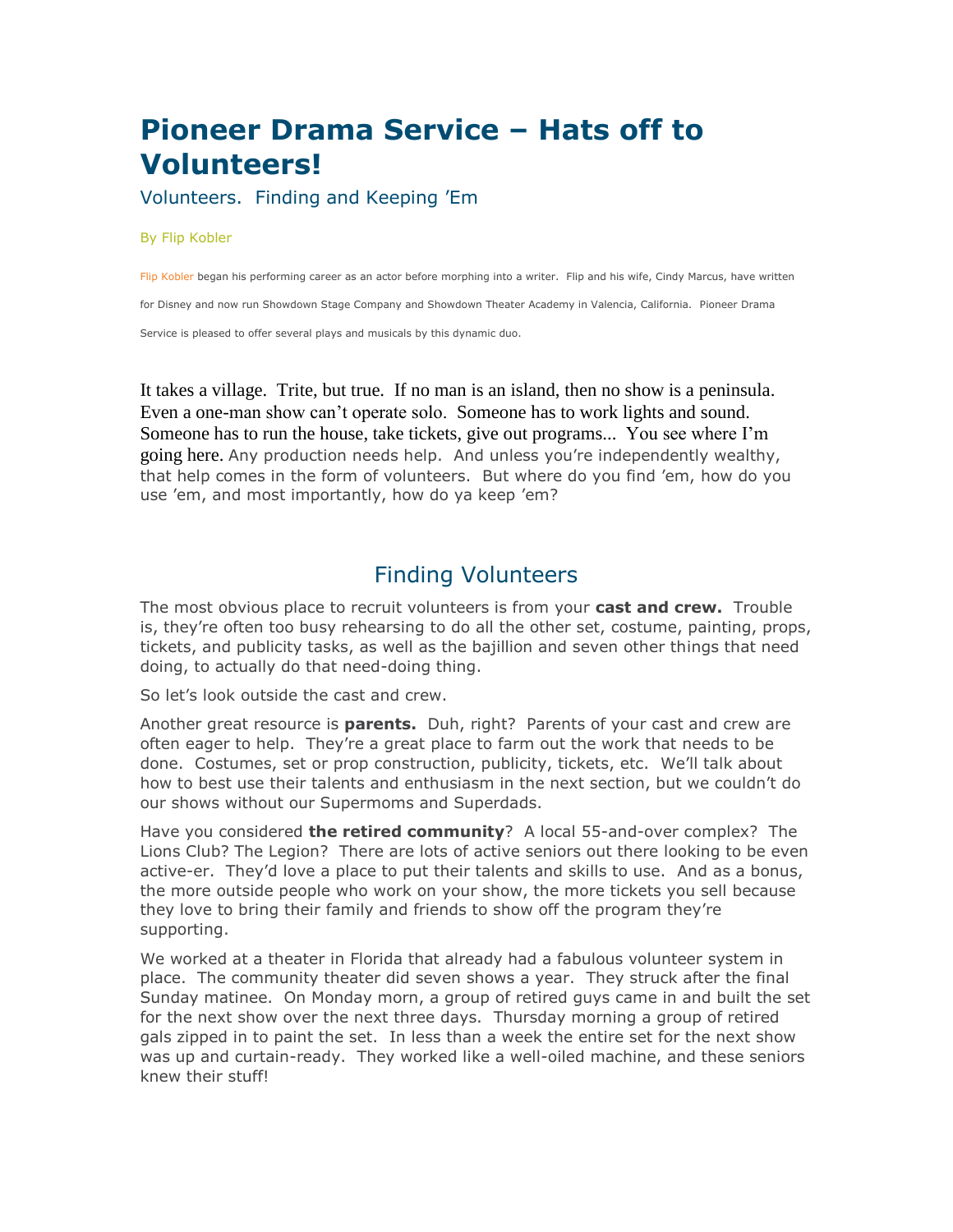# Pioneer Drama Service – Hats off to Volunteers!

## Volunteers. Finding and Keeping 'Em

By Flip Kobler

Flip Kobler began his performing career as an actor before morphing into a writer. Flip and his wife, Cindy Marcus, have written for Disney and now run Showdown Stage Company and Showdown Theater Academy in Valencia, California. Pioneer Drama Service is pleased to offer several plays and musicals by this dynamic duo.

It takes a village. Trite, but true. If no man is an island, then no show is a peninsula. Even a one-man show can't operate solo. Someone has to work lights and sound. Someone has to run the house, take tickets, give out programs... You see where I'm going here. Any production needs help. And unless you're independently wealthy, that help comes in the form of volunteers. But where do you find 'em, how do you use 'em, and most importantly, how do ya keep 'em?

## Finding Volunteers

The most obvious place to recruit volunteers is from your **cast and crew.** Trouble is, they're often too busy rehearsing to do all the other set, costume, painting, props, tickets, and publicity tasks, as well as the bajillion and seven other things that need doing, to actually do that need-doing thing.

So let's look outside the cast and crew.

Another great resource is **parents.** Duh, right? Parents of your cast and crew are often eager to help. They're a great place to farm out the work that needs to be done. Costumes, set or prop construction, publicity, tickets, etc. We'll talk about how to best use their talents and enthusiasm in the next section, but we couldn't do our shows without our Supermoms and Superdads.

Have you considered **the retired community**? A local 55-and-over complex? The Lions Club? The Legion? There are lots of active seniors out there looking to be even active-er. They'd love a place to put their talents and skills to use. And as a bonus, the more outside people who work on your show, the more tickets you sell because they love to bring their family and friends to show off the program they're supporting.

We worked at a theater in Florida that already had a fabulous volunteer system in place. The community theater did seven shows a year. They struck after the final Sunday matinee. On Monday morn, a group of retired guys came in and built the set for the next show over the next three days. Thursday morning a group of retired gals zipped in to paint the set. In less than a week the entire set for the next show was up and curtain-ready. They worked like a well-oiled machine, and these seniors knew their stuff!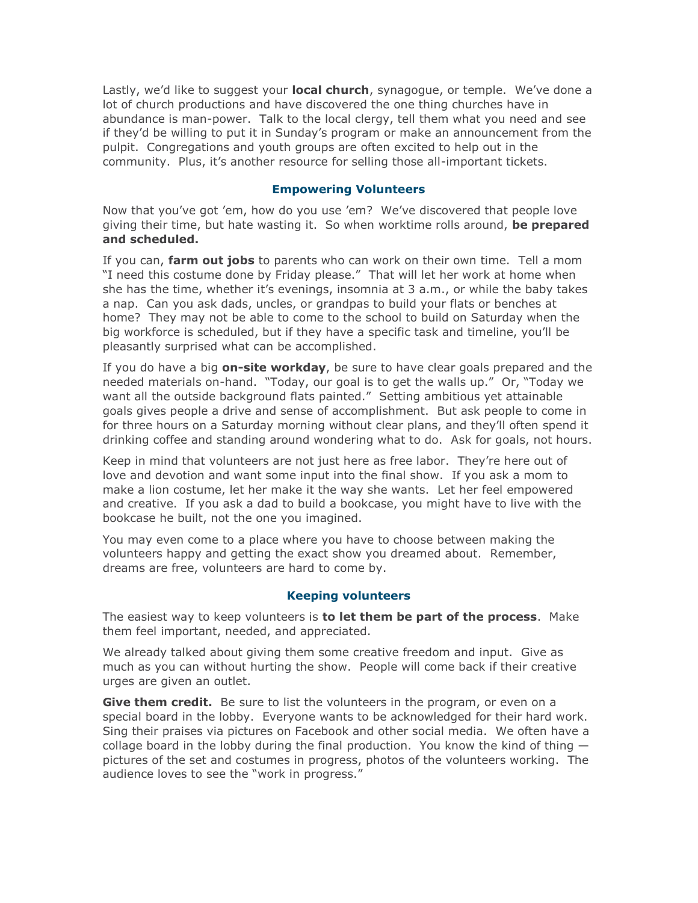Lastly, we'd like to suggest your **local church**, synagogue, or temple. We've done a lot of church productions and have discovered the one thing churches have in abundance is man-power. Talk to the local clergy, tell them what you need and see if they'd be willing to put it in Sunday's program or make an announcement from the pulpit. Congregations and youth groups are often excited to help out in the community. Plus, it's another resource for selling those all-important tickets.

### Empowering Volunteers

Now that you've got 'em, how do you use 'em? We've discovered that people love giving their time, but hate wasting it. So when worktime rolls around, **be prepared and scheduled.**

If you can, **farm out jobs** to parents who can work on their own time. Tell a mom "I need this costume done by Friday please." That will let her work at home when she has the time, whether it's evenings, insomnia at 3 a.m., or while the baby takes a nap. Can you ask dads, uncles, or grandpas to build your flats or benches at home? They may not be able to come to the school to build on Saturday when the big workforce is scheduled, but if they have a specific task and timeline, you'll be pleasantly surprised what can be accomplished.

If you do have a big **on-site workday**, be sure to have clear goals prepared and the needed materials on-hand. "Today, our goal is to get the walls up." Or, "Today we want all the outside background flats painted." Setting ambitious yet attainable goals gives people a drive and sense of accomplishment. But ask people to come in for three hours on a Saturday morning without clear plans, and they'll often spend it drinking coffee and standing around wondering what to do. Ask for goals, not hours.

Keep in mind that volunteers are not just here as free labor. They're here out of love and devotion and want some input into the final show. If you ask a mom to make a lion costume, let her make it the way she wants. Let her feel empowered and creative. If you ask a dad to build a bookcase, you might have to live with the bookcase he built, not the one you imagined.

You may even come to a place where you have to choose between making the volunteers happy and getting the exact show you dreamed about. Remember, dreams are free, volunteers are hard to come by.

### Keeping volunteers

The easiest way to keep volunteers is **to let them be part of the process**. Make them feel important, needed, and appreciated.

We already talked about giving them some creative freedom and input. Give as much as you can without hurting the show. People will come back if their creative urges are given an outlet.

**Give them credit.** Be sure to list the volunteers in the program, or even on a special board in the lobby. Everyone wants to be acknowledged for their hard work. Sing their praises via pictures on Facebook and other social media. We often have a collage board in the lobby during the final production. You know the kind of thing — pictures of the set and costumes in progress, photos of the volunteers working. The audience loves to see the "work in progress."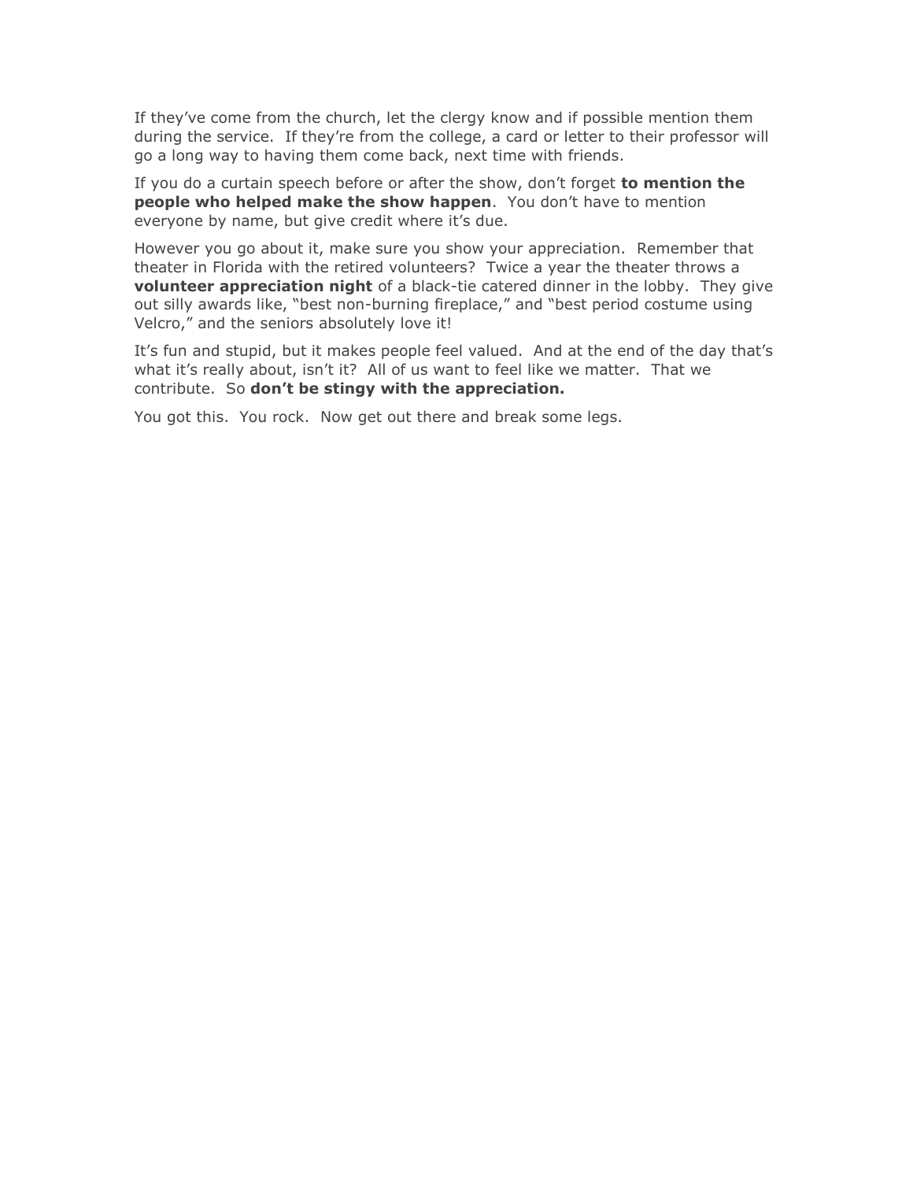If they've come from the church, let the clergy know and if possible mention them during the service. If they're from the college, a card or letter to their professor will go a long way to having them come back, next time with friends.

If you do a curtain speech before or after the show, don't forget **to mention the people who helped make the show happen**. You don't have to mention everyone by name, but give credit where it's due.

However you go about it, make sure you show your appreciation. Remember that theater in Florida with the retired volunteers? Twice a year the theater throws a **volunteer appreciation night** of a black-tie catered dinner in the lobby. They give out silly awards like, "best non-burning fireplace," and "best period costume using Velcro," and the seniors absolutely love it!

It's fun and stupid, but it makes people feel valued. And at the end of the day that's what it's really about, isn't it? All of us want to feel like we matter. That we contribute. So **don't be stingy with the appreciation.**

You got this. You rock. Now get out there and break some legs.